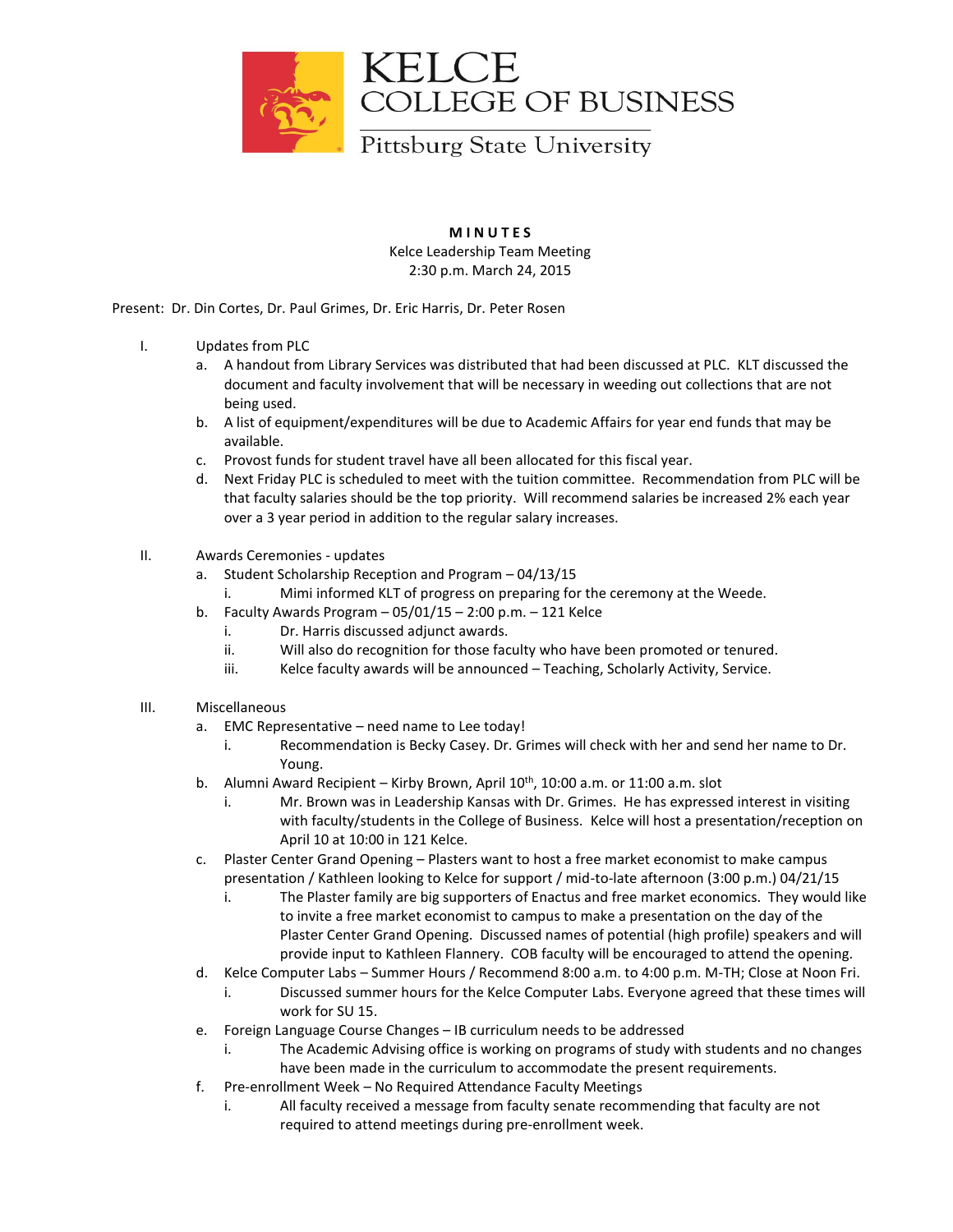KELCE
COLLEGE OF BUSINESS
Pittsburg State University

**MINUTES**

Kelce Leadership Team Meeting
2:30 p.m. March 24, 2015

Present: Dr. Din Cortes, Dr. Paul Grimes, Dr. Eric Harris, Dr. Peter Rosen

I. Updates from PLC
   a. A handout from Library Services was distributed that had been discussed at PLC. KLT discussed the document and faculty involvement that will be necessary in weeding out collections that are not being used.
   b. A list of equipment/expenditures will be due to Academic Affairs for year end funds that may be available.
   c. Provost funds for student travel have all been allocated for this fiscal year.
   d. Next Friday PLC is scheduled to meet with the tuition committee. Recommendation from PLC will be that faculty salaries should be the top priority. Will recommend salaries be increased 2% each year over a 3 year period in addition to the regular salary increases.

II. Awards Ceremonies - updates
   a. Student Scholarship Reception and Program – 04/13/15
      i. Mimi informed KLT of progress on preparing for the ceremony at the Weede.
   b. Faculty Awards Program – 05/01/15 – 2:00 p.m. – 121 Kelce
      i. Dr. Harris discussed adjunct awards.
      ii. Will also do recognition for those faculty who have been promoted or tenured.
      iii. Kelce faculty awards will be announced – Teaching, Scholarly Activity, Service.

III. Miscellaneous
   a. EMC Representative – need name to Lee today!
      i. Recommendation is Becky Casey. Dr. Grimes will check with her and send her name to Dr. Young.
   b. Alumni Award Recipient – Kirby Brown, April 10th, 10:00 a.m. or 11:00 a.m. slot
      i. Mr. Brown was in Leadership Kansas with Dr. Grimes. He has expressed interest in visiting with faculty/students in the College of Business. Kelce will host a presentation/reception on April 10 at 10:00 in 121 Kelce.
   c. Plaster Center Grand Opening – Plasters want to host a free market economist to make campus presentation / Kathleen looking to Kelce for support / mid-to-late afternoon (3:00 p.m.) 04/21/15
      i. The Plaster family are big supporters of Enactus and free market economics. They would like to invite a free market economist to campus to make a presentation on the day of the Plaster Center Grand Opening. Discussed names of potential (high profile) speakers and will provide input to Kathleen Flannery. COB faculty will be encouraged to attend the opening.
   d. Kelce Computer Labs – Summer Hours / Recommend 8:00 a.m. to 4:00 p.m. M-TH; Close at Noon Fri.
      i. Discussed summer hours for the Kelce Computer Labs. Everyone agreed that these times will work for SU 15.
   e. Foreign Language Course Changes – IB curriculum needs to be addressed
      i. The Academic Advising office is working on programs of study with students and no changes have been made in the curriculum to accommodate the present requirements.
   f. Pre-enrollment Week – No Required Attendance Faculty Meetings
      i. All faculty received a message from faculty senate recommending that faculty are not required to attend meetings during pre-enrollment week.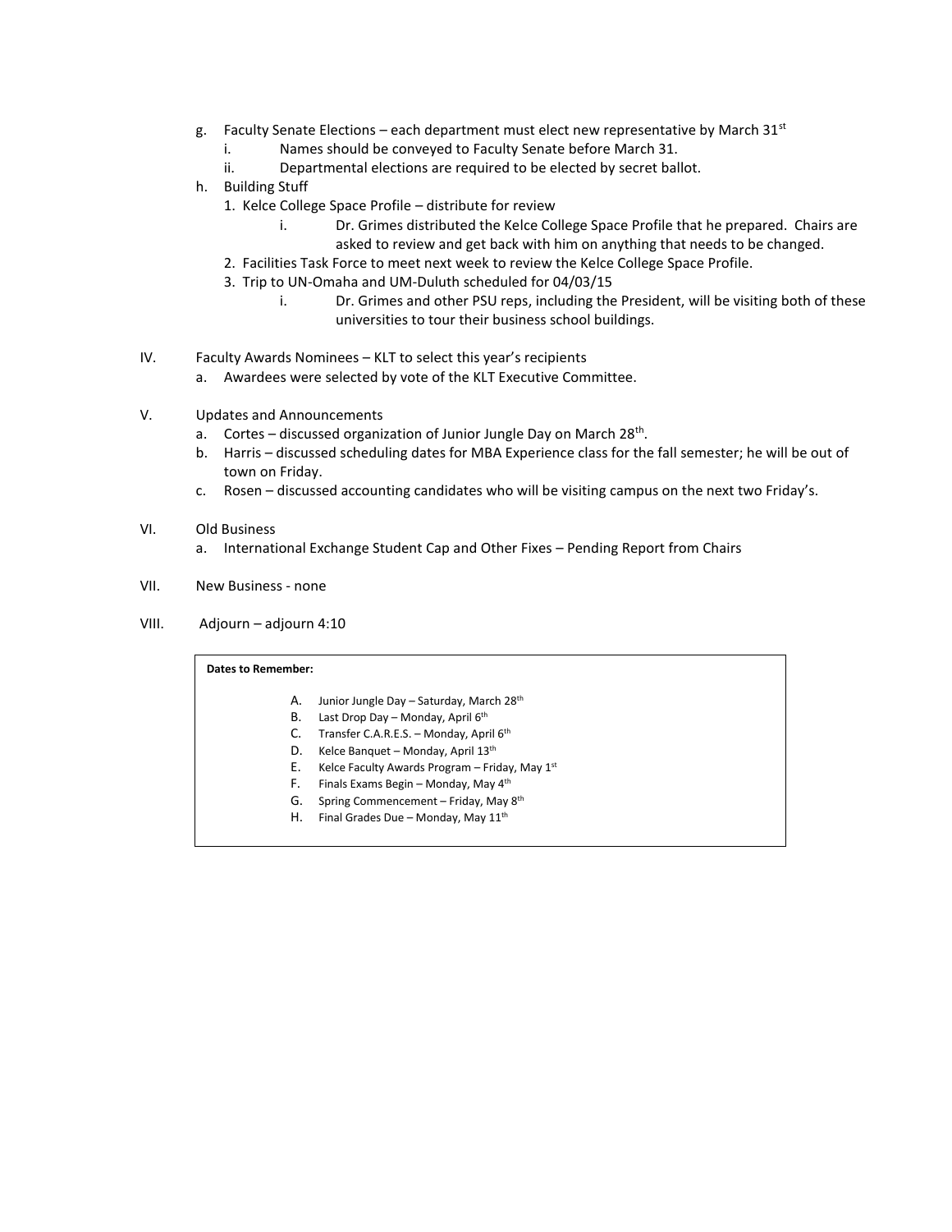g. Faculty Senate Elections – each department must elect new representative by March 31st
   i. Names should be conveyed to Faculty Senate before March 31.
   ii. Departmental elections are required to be elected by secret ballot.

h. Building Stuff
   1. Kelce College Space Profile – distribute for review
      i. Dr. Grimes distributed the Kelce College Space Profile that he prepared. Chairs are asked to review and get back with him on anything that needs to be changed.
   2. Facilities Task Force to meet next week to review the Kelce College Space Profile.
   3. Trip to UN-Omaha and UM-Duluth scheduled for 04/03/15
      i. Dr. Grimes and other PSU reps, including the President, will be visiting both of these universities to tour their business school buildings.

IV. Faculty Awards Nominees – KLT to select this year's recipients
   a. Awardees were selected by vote of the KLT Executive Committee.

V. Updates and Announcements
   a. Cortes – discussed organization of Junior Jungle Day on March 28th.
   b. Harris – discussed scheduling dates for MBA Experience class for the fall semester; he will be out of town on Friday.
   c. Rosen – discussed accounting candidates who will be visiting campus on the next two Friday's.

VI. Old Business
   a. International Exchange Student Cap and Other Fixes – Pending Report from Chairs

VII. New Business - none

VIII. Adjourn – adjourn 4:10

**Dates to Remember:**

A. Junior Jungle Day – Saturday, March 28th
B. Last Drop Day – Monday, April 6th
C. Transfer C.A.R.E.S. – Monday, April 6th
D. Kelce Banquet – Monday, April 13th
E. Kelce Faculty Awards Program – Friday, May 1st
F. Finals Exams Begin – Monday, May 4th
G. Spring Commencement – Friday, May 8th
H. Final Grades Due – Monday, May 11th